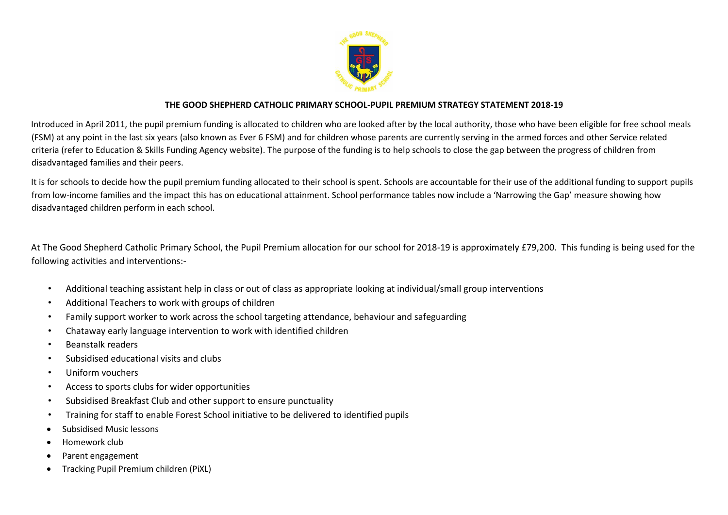# THE GOOD SHEPHERD CATHOLIC PRIMARY SCHOOL-PUPIL PREMIUM STRATEGY STATEMENT 2018-19

Introduced in April 2011, the pupil premium funding is allocated to children who are looked after by the local authority, those who have been eligible for free school meals (FSM) at any point in the last six years (also known as Ever 6 FSM) and for children whose parents are currently serving in the armed forces and other Service related criteria (refer to Education & Skills Funding Agency website). The purpose of the funding is to help schools to close the gap between the progress of children from disadvantaged families and their peers.

It is for schools to decide how the pupil premium funding allocated to their school is spent. Schools are accountable for their use of the additional funding to support pupils from low-income families and the impact this has on educational attainment. School performance tables now include a 'Narrowing the Gap' measure showing how disadvantaged children perform in each school.

At The Good Shepherd Catholic Primary School, the Pupil Premium allocation for our school for 2018-19 is approximately £79,200. This funding is being used for the following activities and interventions:-

- Additional teaching assistant help in class or out of class as appropriate looking at individual/small group interventions
- Additional Teachers to work with groups of children
- Family support worker to work across the school targeting attendance, behaviour and safeguarding
- Chataway early language intervention to work with identified children
- Beanstalk readers
- Subsidised educational visits and clubs
- Uniform vouchers
- Access to sports clubs for wider opportunities
- Subsidised Breakfast Club and other support to ensure punctuality
- Training for staff to enable Forest School initiative to be delivered to identified pupils
- Subsidised Music lessons
- Homework club
- Parent engagement
- Tracking Pupil Premium children (PiXL)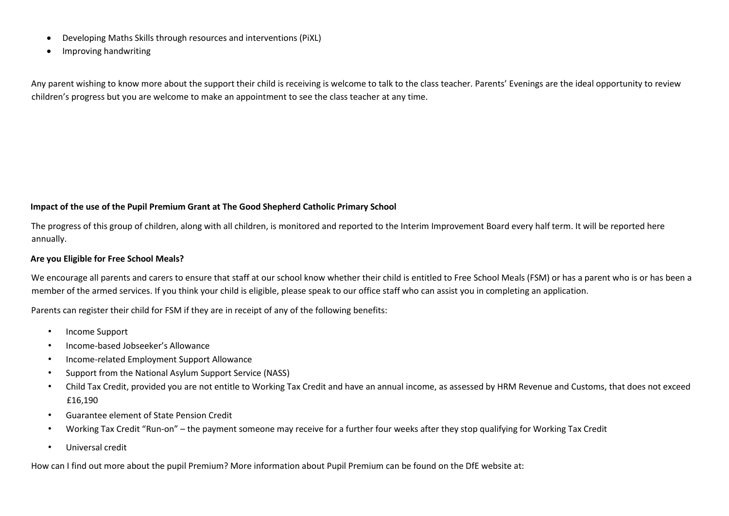- Developing Maths Skills through resources and interventions (PiXL)
- Improving handwriting

Any parent wishing to know more about the support their child is receiving is welcome to talk to the class teacher. Parents' Evenings are the ideal opportunity to review children's progress but you are welcome to make an appointment to see the class teacher at any time.

**Impact of the use of the Pupil Premium Grant at The Good Shepherd Catholic Primary School**

The progress of this group of children, along with all children, is monitored and reported to the Interim Improvement Board every half term. It will be reported here annually.

**Are you Eligible for Free School Meals?**

We encourage all parents and carers to ensure that staff at our school know whether their child is entitled to Free School Meals (FSM) or has a parent who is or has been a member of the armed services. If you think your child is eligible, please speak to our office staff who can assist you in completing an application.

Parents can register their child for FSM if they are in receipt of any of the following benefits:

- Income Support
- Income-based Jobseeker's Allowance
- Income-related Employment Support Allowance
- Support from the National Asylum Support Service (NASS)
- Child Tax Credit, provided you are not entitle to Working Tax Credit and have an annual income, as assessed by HRM Revenue and Customs, that does not exceed £16,190
- Guarantee element of State Pension Credit
- Working Tax Credit "Run-on" – the payment someone may receive for a further four weeks after they stop qualifying for Working Tax Credit
- Universal credit

How can I find out more about the pupil Premium? More information about Pupil Premium can be found on the DfE website at: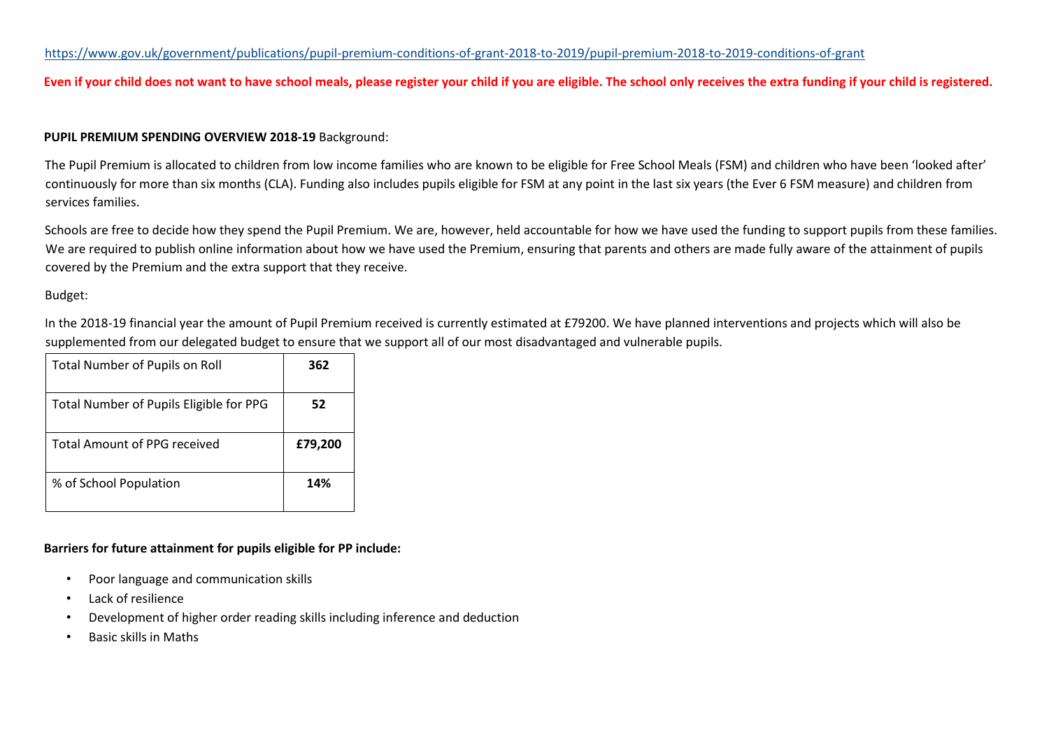https://www.gov.uk/government/publications/pupil-premium-conditions-of-grant-2018-to-2019/pupil-premium-2018-to-2019-conditions-of-grant

**Even if your child does not want to have school meals, please register your child if you are eligible. The school only receives the extra funding if your child is registered.**

**PUPIL PREMIUM SPENDING OVERVIEW 2018-19** Background:

The Pupil Premium is allocated to children from low income families who are known to be eligible for Free School Meals (FSM) and children who have been 'looked after' continuously for more than six months (CLA). Funding also includes pupils eligible for FSM at any point in the last six years (the Ever 6 FSM measure) and children from services families.

Schools are free to decide how they spend the Pupil Premium. We are, however, held accountable for how we have used the funding to support pupils from these families. We are required to publish online information about how we have used the Premium, ensuring that parents and others are made fully aware of the attainment of pupils covered by the Premium and the extra support that they receive.

Budget:

In the 2018-19 financial year the amount of Pupil Premium received is currently estimated at £79200. We have planned interventions and projects which will also be supplemented from our delegated budget to ensure that we support all of our most disadvantaged and vulnerable pupils.

| | |
|---|---|
| Total Number of Pupils on Roll | **362** |
| Total Number of Pupils Eligible for PPG | **52** |
| Total Amount of PPG received | **£79,200** |
| % of School Population | **14%** |

**Barriers for future attainment for pupils eligible for PP include:**

- Poor language and communication skills
- Lack of resilience
- Development of higher order reading skills including inference and deduction
- Basic skills in Maths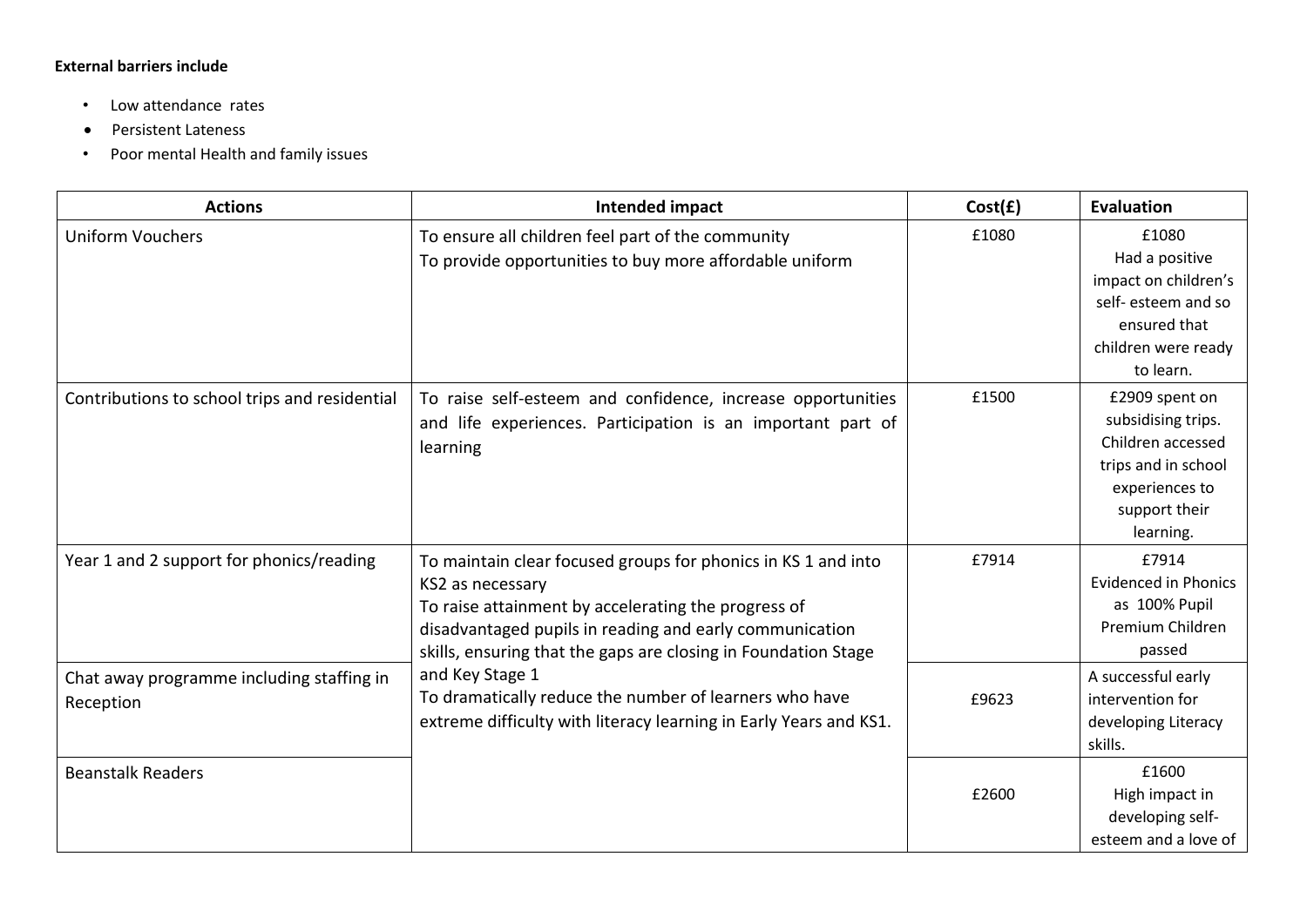**External barriers include**

- Low attendance rates
- Persistent Lateness
- Poor mental Health and family issues

| Actions | Intended impact | Cost(£) | Evaluation |
|---|---|---|---|
| Uniform Vouchers | To ensure all children feel part of the community<br>To provide opportunities to buy more affordable uniform | £1080 | £1080<br>Had a positive impact on children's self- esteem and so ensured that children were ready to learn. |
| Contributions to school trips and residential | To raise self-esteem and confidence, increase opportunities and life experiences. Participation is an important part of learning | £1500 | £2909 spent on subsidising trips. Children accessed trips and in school experiences to support their learning. |
| Year 1 and 2 support for phonics/reading | To maintain clear focused groups for phonics in KS 1 and into KS2 as necessary<br>To raise attainment by accelerating the progress of disadvantaged pupils in reading and early communication skills, ensuring that the gaps are closing in Foundation Stage and Key Stage 1<br>To dramatically reduce the number of learners who have extreme difficulty with literacy learning in Early Years and KS1. | £7914 | £7914<br>Evidenced in Phonics as 100% Pupil Premium Children passed |
| Chat away programme including staffing in Reception | | £9623 | A successful early intervention for developing Literacy skills. |
| Beanstalk Readers | | £2600 | £1600<br>High impact in developing self- esteem and a love of |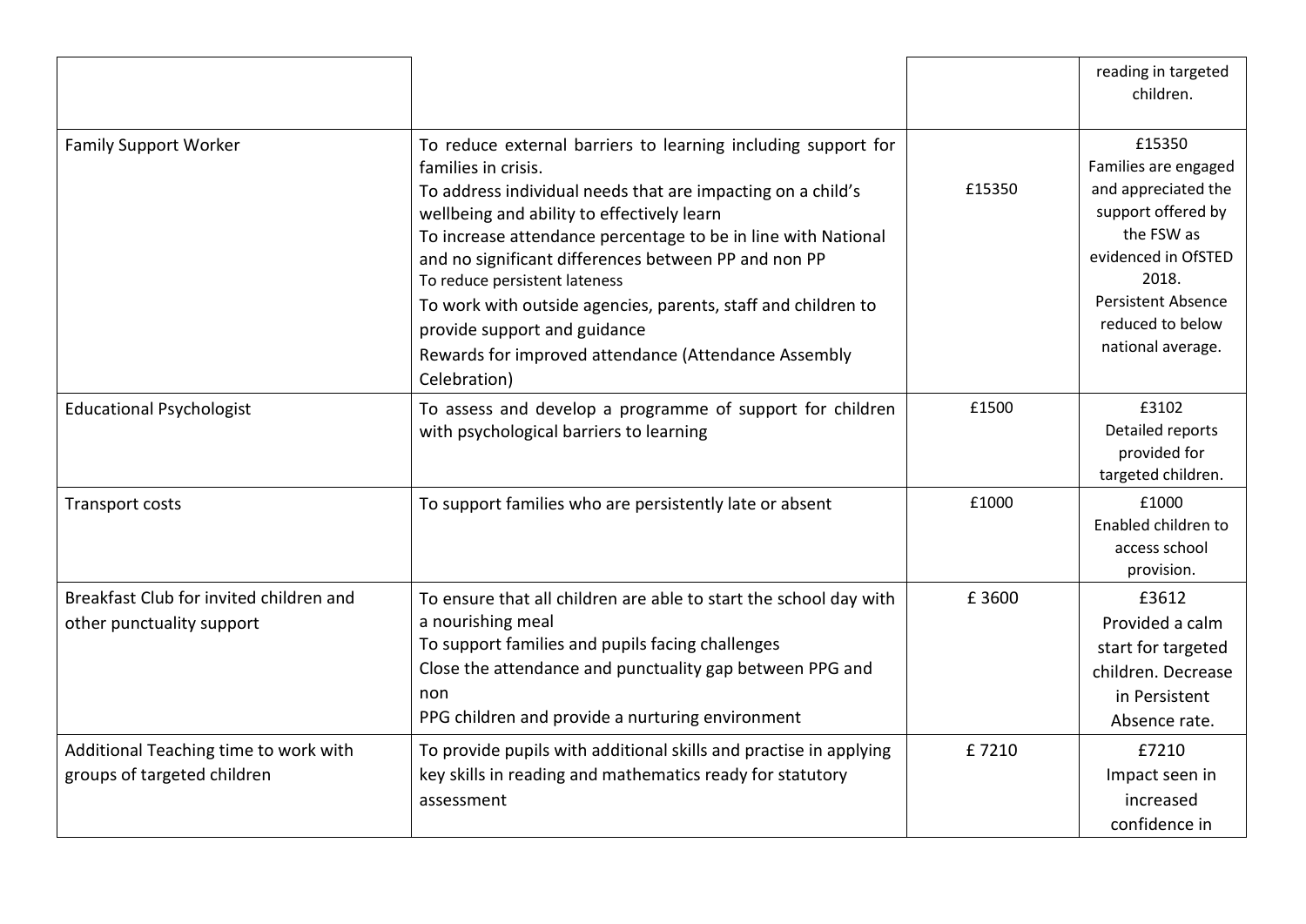| | | | |
|---|---|---|---|
| | | | reading in targeted children. |
| Family Support Worker | To reduce external barriers to learning including support for families in crisis.<br>To address individual needs that are impacting on a child's wellbeing and ability to effectively learn<br>To increase attendance percentage to be in line with National and no significant differences between PP and non PP<br>To reduce persistent lateness<br>To work with outside agencies, parents, staff and children to provide support and guidance<br>Rewards for improved attendance (Attendance Assembly Celebration) | £15350 | £15350<br>Families are engaged and appreciated the support offered by the FSW as evidenced in OfSTED 2018.<br>Persistent Absence reduced to below national average. |
| Educational Psychologist | To assess and develop a programme of support for children with psychological barriers to learning | £1500 | £3102<br>Detailed reports provided for targeted children. |
| Transport costs | To support families who are persistently late or absent | £1000 | £1000<br>Enabled children to access school provision. |
| Breakfast Club for invited children and other punctuality support | To ensure that all children are able to start the school day with a nourishing meal<br>To support families and pupils facing challenges<br>Close the attendance and punctuality gap between PPG and non<br>PPG children and provide a nurturing environment | £ 3600 | £3612<br>Provided a calm start for targeted children. Decrease in Persistent Absence rate. |
| Additional Teaching time to work with groups of targeted children | To provide pupils with additional skills and practise in applying key skills in reading and mathematics ready for statutory assessment | £ 7210 | £7210<br>Impact seen in increased confidence in |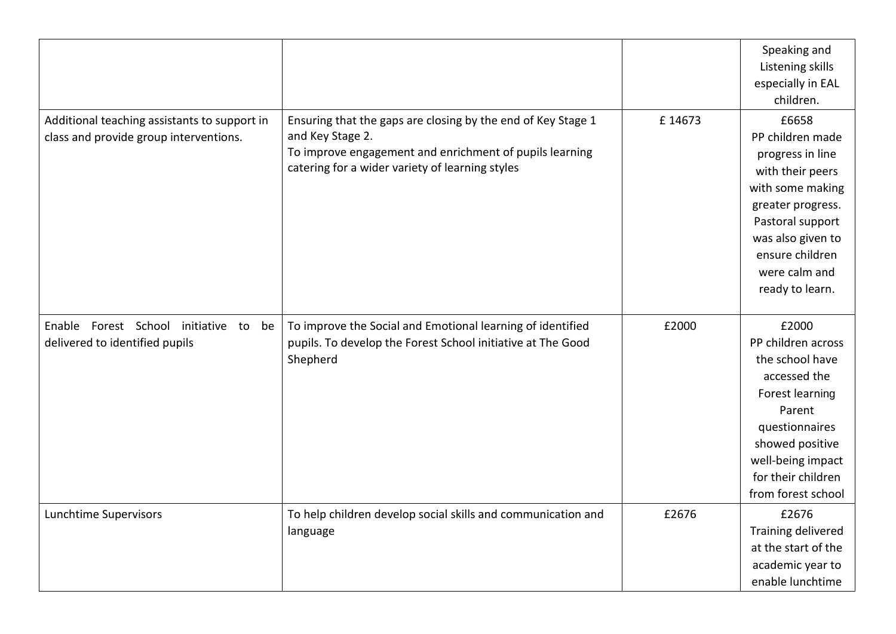|  |  |  |  |
|---|---|---|---|
|  |  |  | Speaking and Listening skills especially in EAL children. |
| Additional teaching assistants to support in class and provide group interventions. | Ensuring that the gaps are closing by the end of Key Stage 1 and Key Stage 2.<br>To improve engagement and enrichment of pupils learning catering for a wider variety of learning styles | £ 14673 | £6658<br>PP children made progress in line with their peers with some making greater progress. Pastoral support was also given to ensure children were calm and ready to learn. |
| Enable Forest School initiative to be delivered to identified pupils | To improve the Social and Emotional learning of identified pupils. To develop the Forest School initiative at The Good Shepherd | £2000 | £2000<br>PP children across the school have accessed the Forest learning Parent questionnaires showed positive well-being impact for their children from forest school |
| Lunchtime Supervisors | To help children develop social skills and communication and language | £2676 | £2676<br>Training delivered at the start of the academic year to enable lunchtime |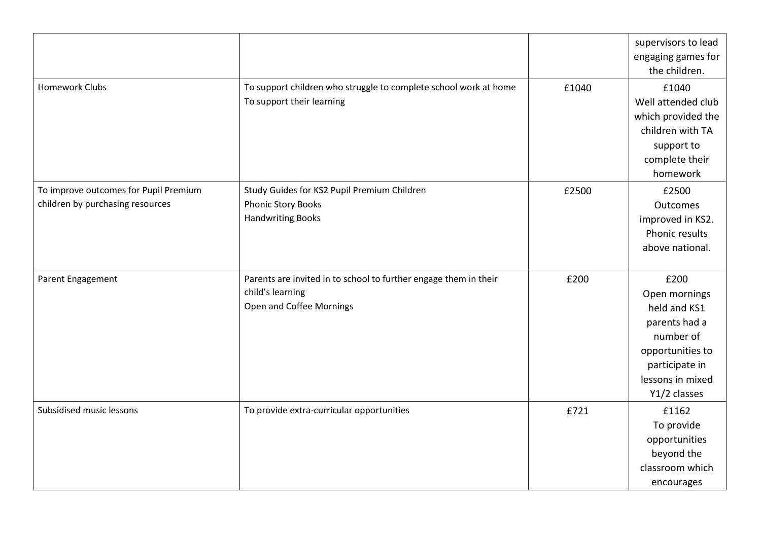| | | | |
|---|---|---|---|
| | | | supervisors to lead engaging games for the children. |
| Homework Clubs | To support children who struggle to complete school work at home<br>To support their learning | £1040 | £1040<br>Well attended club which provided the children with TA support to complete their homework |
| To improve outcomes for Pupil Premium children by purchasing resources | Study Guides for KS2 Pupil Premium Children<br>Phonic Story Books<br>Handwriting Books | £2500 | £2500<br>Outcomes improved in KS2. Phonic results above national. |
| Parent Engagement | Parents are invited in to school to further engage them in their child's learning<br>Open and Coffee Mornings | £200 | £200<br>Open mornings held and KS1 parents had a number of opportunities to participate in lessons in mixed Y1/2 classes |
| Subsidised music lessons | To provide extra-curricular opportunities | £721 | £1162<br>To provide opportunities beyond the classroom which encourages |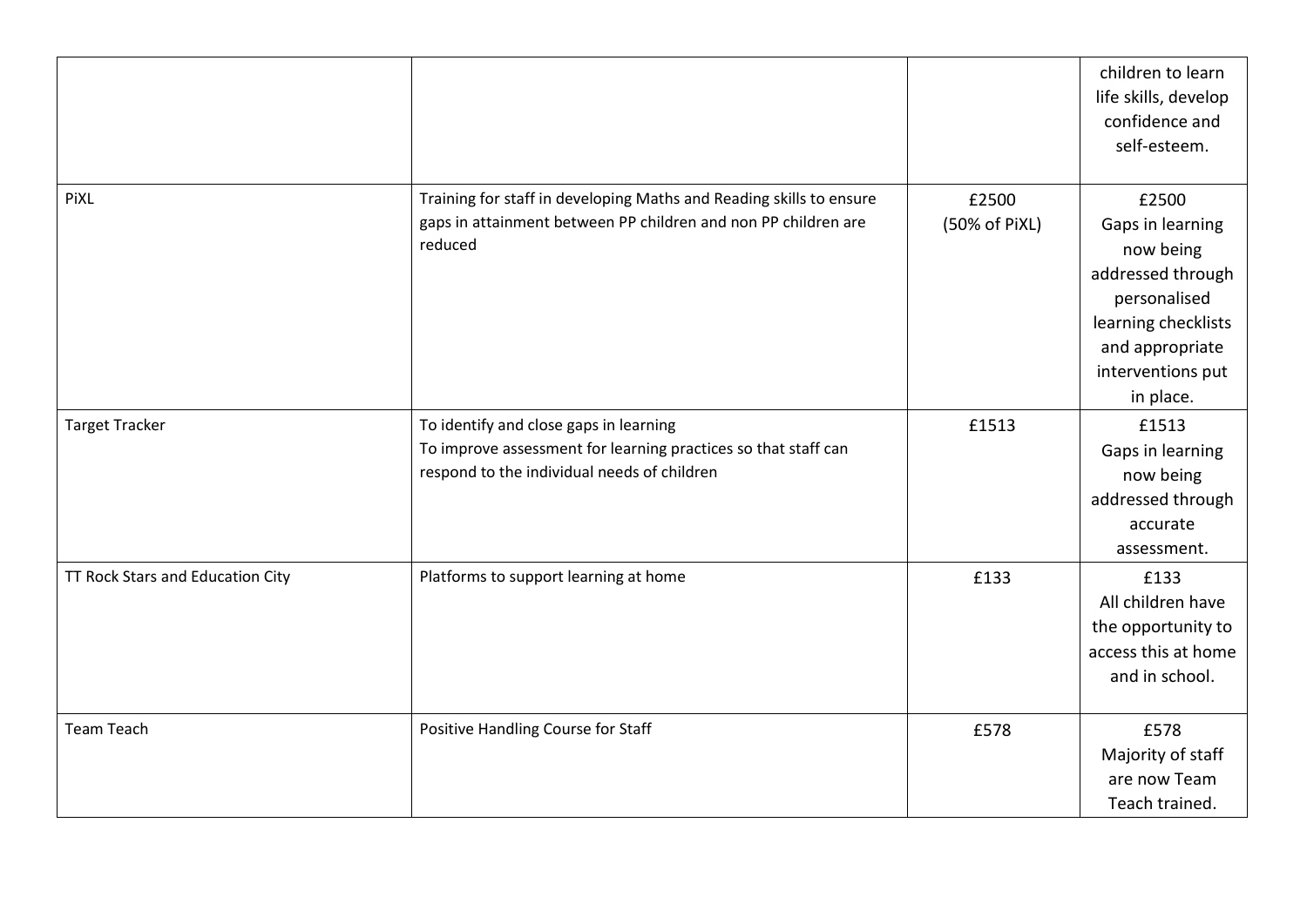| | | | |
|---|---|---|---|
| | | | children to learn life skills, develop confidence and self-esteem. |
| PiXL | Training for staff in developing Maths and Reading skills to ensure gaps in attainment between PP children and non PP children are reduced | £2500 (50% of PiXL) | £2500 Gaps in learning now being addressed through personalised learning checklists and appropriate interventions put in place. |
| Target Tracker | To identify and close gaps in learning<br>To improve assessment for learning practices so that staff can respond to the individual needs of children | £1513 | £1513 Gaps in learning now being addressed through accurate assessment. |
| TT Rock Stars and Education City | Platforms to support learning at home | £133 | £133 All children have the opportunity to access this at home and in school. |
| Team Teach | Positive Handling Course for Staff | £578 | £578 Majority of staff are now Team Teach trained. |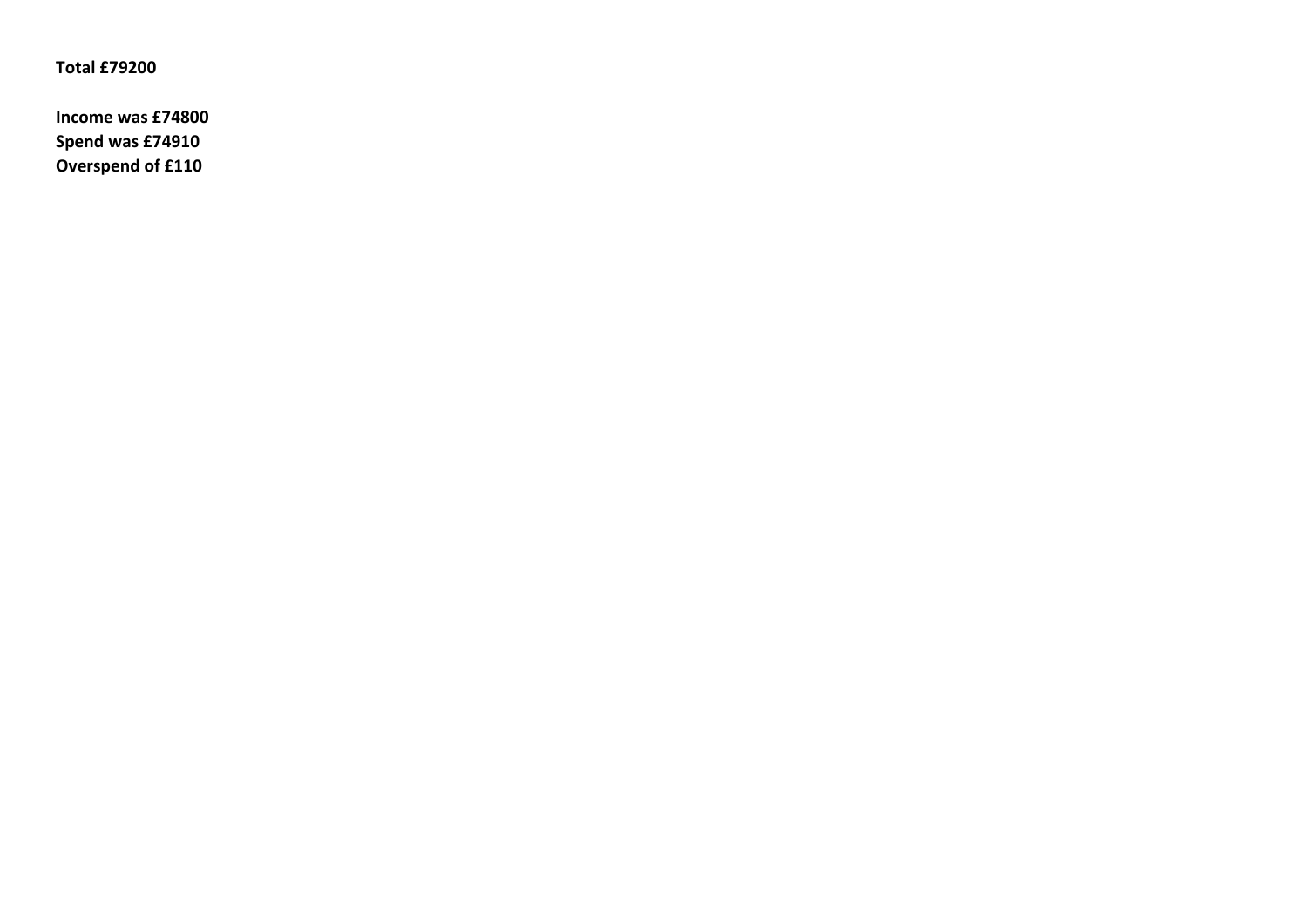**Total £79200**

**Income was £74800**
**Spend was £74910**
**Overspend of £110**